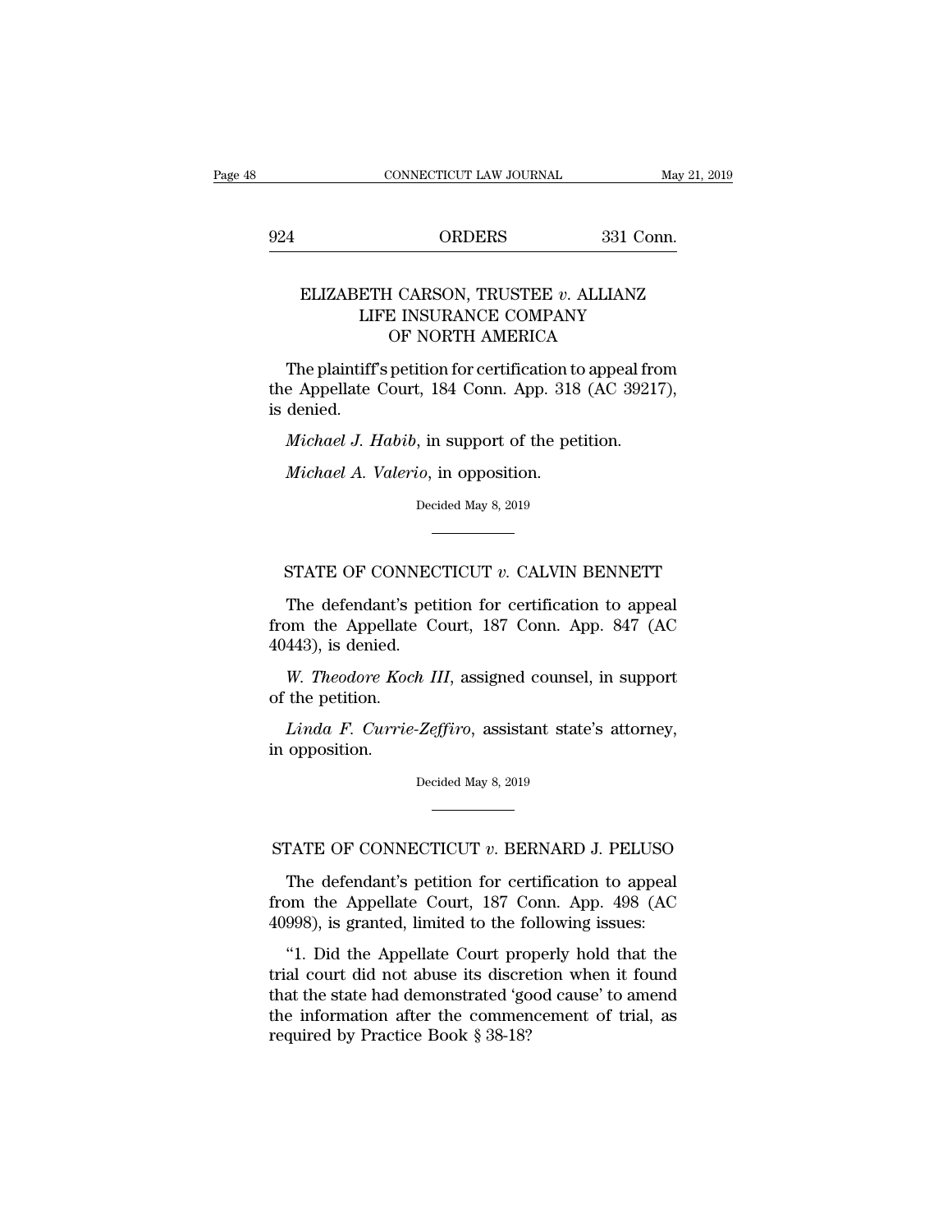## ELIZABETH CARSON, TRUSTEE *v.* ALLIANZ LIFE INSURANCE COMPANY OF NORTH AMERICA

The plaintiff's petition for certification to appeal from the Appellate Court, 184 Conn. App. 318 (AC 39217), is denied.

*Michael J. Habib*, in support of the petition.

*Michael A. Valerio*, in opposition.

Decided May 8, 2019

---

## STATE OF CONNECTICUT *v.* CALVIN BENNETT

The defendant's petition for certification to appeal from the Appellate Court, 187 Conn. App. 847 (AC 40443), is denied.

*W. Theodore Koch III*, assigned counsel, in support of the petition.

*Linda F. Currie-Zeffiro*, assistant state's attorney, in opposition.

Decided May 8, 2019

---

## STATE OF CONNECTICUT *v.* BERNARD J. PELUSO

The defendant's petition for certification to appeal from the Appellate Court, 187 Conn. App. 498 (AC 40998), is granted, limited to the following issues:

"1. Did the Appellate Court properly hold that the trial court did not abuse its discretion when it found that the state had demonstrated 'good cause' to amend the information after the commencement of trial, as required by Practice Book § 38-18?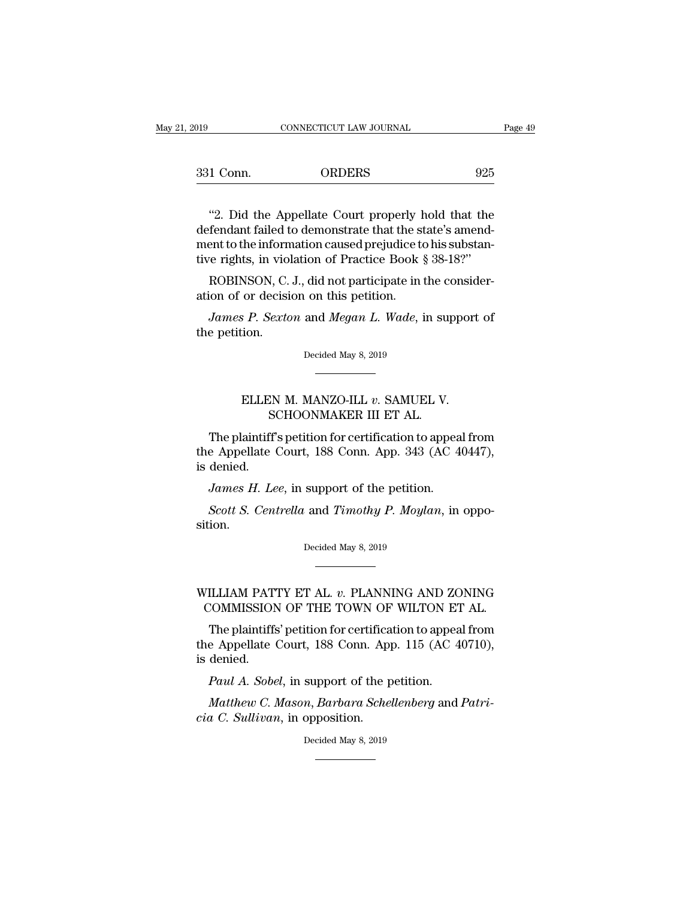"2. Did the Appellate Court properly hold that the defendant failed to demonstrate that the state's amendment to the information caused prejudice to his substantive rights, in violation of Practice Book § 38-18?"

ROBINSON, C. J., did not participate in the consideration of or decision on this petition.

*James P. Sexton* and *Megan L. Wade*, in support of the petition.

Decided May 8, 2019

---

## ELLEN M. MANZO-ILL *v.* SAMUEL V. SCHOONMAKER III ET AL.

The plaintiff's petition for certification to appeal from the Appellate Court, 188 Conn. App. 343 (AC 40447), is denied.

*James H. Lee*, in support of the petition.

*Scott S. Centrella* and *Timothy P. Moylan*, in opposition.

Decided May 8, 2019

---

## WILLIAM PATTY ET AL. *v.* PLANNING AND ZONING COMMISSION OF THE TOWN OF WILTON ET AL.

The plaintiffs' petition for certification to appeal from the Appellate Court, 188 Conn. App. 115 (AC 40710), is denied.

*Paul A. Sobel*, in support of the petition.

*Matthew C. Mason*, *Barbara Schellenberg* and *Patricia C. Sullivan*, in opposition.

Decided May 8, 2019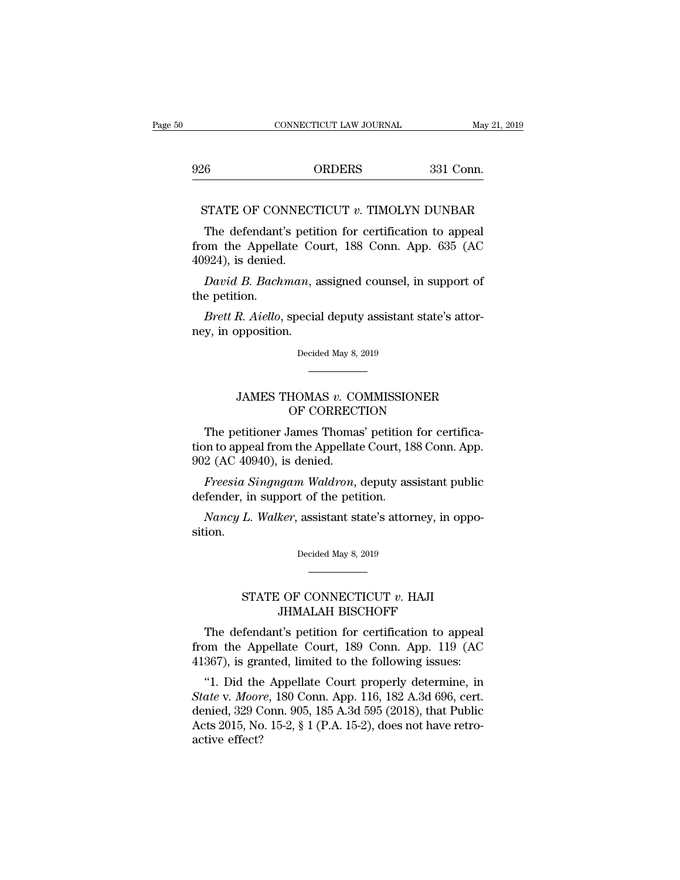## STATE OF CONNECTICUT *v.* TIMOLYN DUNBAR

The defendant's petition for certification to appeal from the Appellate Court, 188 Conn. App. 635 (AC 40924), is denied.

*David B. Bachman*, assigned counsel, in support of the petition.

*Brett R. Aiello*, special deputy assistant state's attorney, in opposition.

Decided May 8, 2019

## JAMES THOMAS *v.* COMMISSIONER OF CORRECTION

The petitioner James Thomas' petition for certification to appeal from the Appellate Court, 188 Conn. App. 902 (AC 40940), is denied.

*Freesia Singngam Waldron*, deputy assistant public defender, in support of the petition.

*Nancy L. Walker*, assistant state's attorney, in opposition.

Decided May 8, 2019

## STATE OF CONNECTICUT *v.* HAJI JHMALAH BISCHOFF

The defendant's petition for certification to appeal from the Appellate Court, 189 Conn. App. 119 (AC 41367), is granted, limited to the following issues:

"1. Did the Appellate Court properly determine, in *State* v. *Moore*, 180 Conn. App. 116, 182 A.3d 696, cert. denied, 329 Conn. 905, 185 A.3d 595 (2018), that Public Acts 2015, No. 15-2, § 1 (P.A. 15-2), does not have retroactive effect?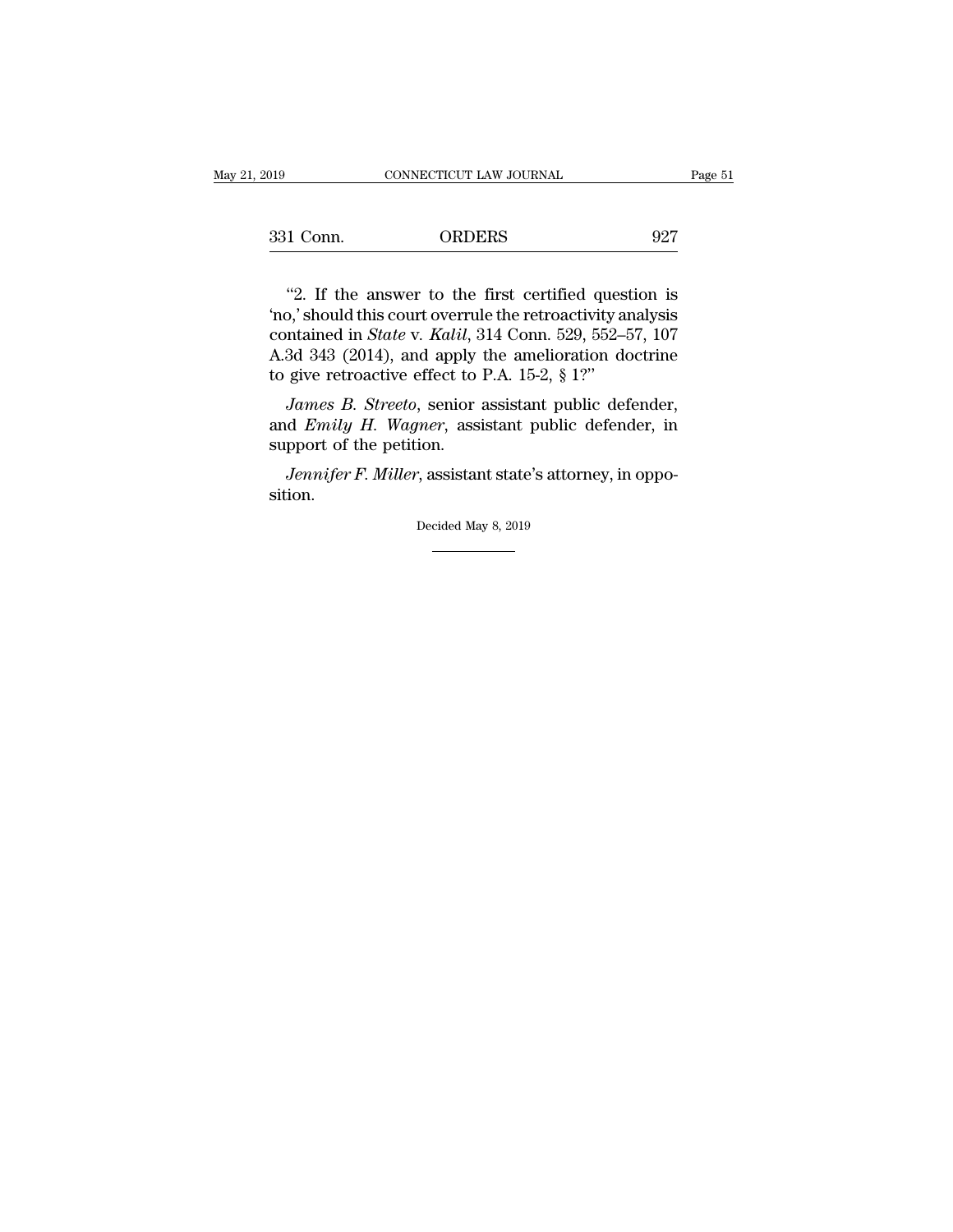"2. If the answer to the first certified question is 'no,' should this court overrule the retroactivity analysis contained in *State* v. *Kalil*, 314 Conn. 529, 552–57, 107 A.3d 343 (2014), and apply the amelioration doctrine to give retroactive effect to P.A. 15-2, § 1?"

*James B. Streeto*, senior assistant public defender, and *Emily H. Wagner*, assistant public defender, in support of the petition.

*Jennifer F. Miller*, assistant state's attorney, in opposition.

Decided May 8, 2019